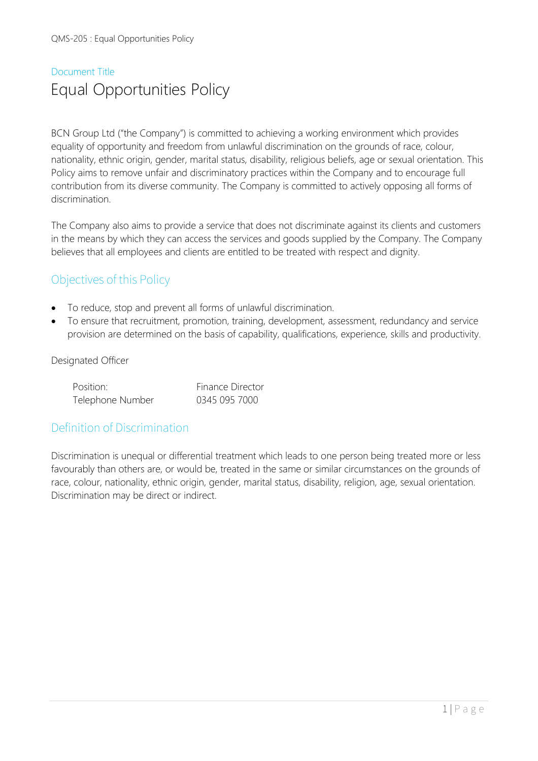Document Title

# Equal Opportunities Policy

BCN Group Ltd ("the Company") is committed to achieving a working environment which provides equality of opportunity and freedom from unlawful discrimination on the grounds of race, colour, nationality, ethnic origin, gender, marital status, disability, religious beliefs, age or sexual orientation. This Policy aims to remove unfair and discriminatory practices within the Company and to encourage full contribution from its diverse community. The Company is committed to actively opposing all forms of discrimination.

The Company also aims to provide a service that does not discriminate against its clients and customers in the means by which they can access the services and goods supplied by the Company. The Company believes that all employees and clients are entitled to be treated with respect and dignity.

## Objectives of this Policy

- To reduce, stop and prevent all forms of unlawful discrimination.
- To ensure that recruitment, promotion, training, development, assessment, redundancy and service provision are determined on the basis of capability, qualifications, experience, skills and productivity.

Designated Officer

| | |
|---|---|
| Position: | Finance Director |
| Telephone Number | 0345 095 7000 |

## Definition of Discrimination

Discrimination is unequal or differential treatment which leads to one person being treated more or less favourably than others are, or would be, treated in the same or similar circumstances on the grounds of race, colour, nationality, ethnic origin, gender, marital status, disability, religion, age, sexual orientation. Discrimination may be direct or indirect.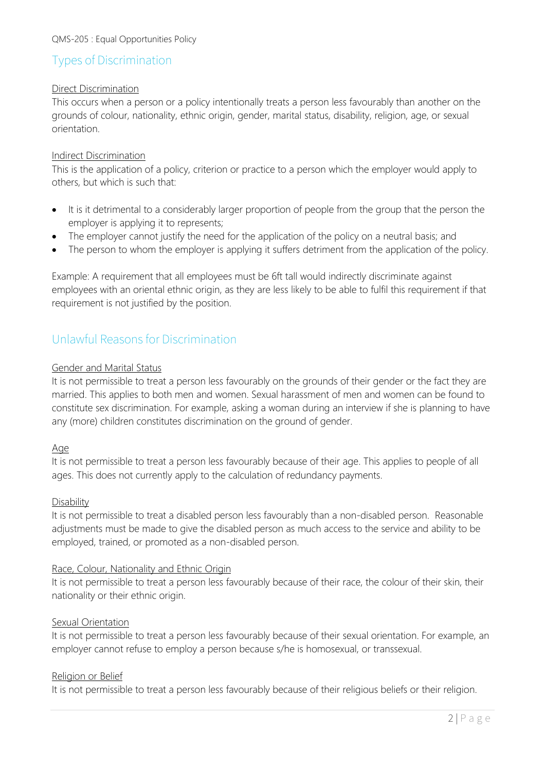## Types of Discrimination

Direct Discrimination

This occurs when a person or a policy intentionally treats a person less favourably than another on the grounds of colour, nationality, ethnic origin, gender, marital status, disability, religion, age, or sexual orientation.

Indirect Discrimination

This is the application of a policy, criterion or practice to a person which the employer would apply to others, but which is such that:

- It is it detrimental to a considerably larger proportion of people from the group that the person the employer is applying it to represents;
- The employer cannot justify the need for the application of the policy on a neutral basis; and
- The person to whom the employer is applying it suffers detriment from the application of the policy.

Example: A requirement that all employees must be 6ft tall would indirectly discriminate against employees with an oriental ethnic origin, as they are less likely to be able to fulfil this requirement if that requirement is not justified by the position.

## Unlawful Reasons for Discrimination

Gender and Marital Status

It is not permissible to treat a person less favourably on the grounds of their gender or the fact they are married. This applies to both men and women. Sexual harassment of men and women can be found to constitute sex discrimination. For example, asking a woman during an interview if she is planning to have any (more) children constitutes discrimination on the ground of gender.

Age

It is not permissible to treat a person less favourably because of their age. This applies to people of all ages. This does not currently apply to the calculation of redundancy payments.

Disability

It is not permissible to treat a disabled person less favourably than a non-disabled person. Reasonable adjustments must be made to give the disabled person as much access to the service and ability to be employed, trained, or promoted as a non-disabled person.

Race, Colour, Nationality and Ethnic Origin

It is not permissible to treat a person less favourably because of their race, the colour of their skin, their nationality or their ethnic origin.

Sexual Orientation

It is not permissible to treat a person less favourably because of their sexual orientation. For example, an employer cannot refuse to employ a person because s/he is homosexual, or transsexual.

Religion or Belief

It is not permissible to treat a person less favourably because of their religious beliefs or their religion.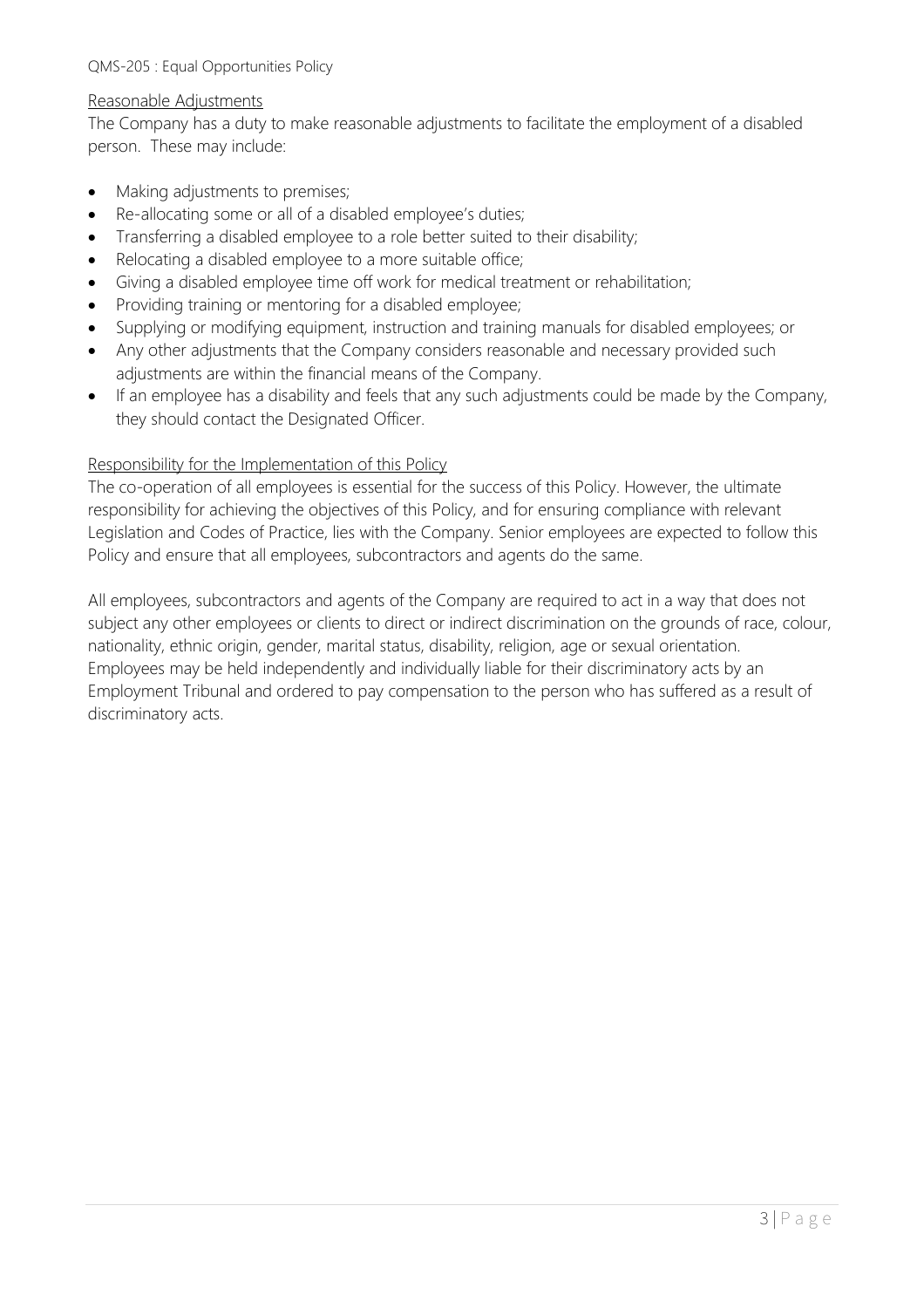### Reasonable Adjustments

The Company has a duty to make reasonable adjustments to facilitate the employment of a disabled person. These may include:

- Making adjustments to premises;
- Re-allocating some or all of a disabled employee's duties;
- Transferring a disabled employee to a role better suited to their disability;
- Relocating a disabled employee to a more suitable office;
- Giving a disabled employee time off work for medical treatment or rehabilitation;
- Providing training or mentoring for a disabled employee;
- Supplying or modifying equipment, instruction and training manuals for disabled employees; or
- Any other adjustments that the Company considers reasonable and necessary provided such adjustments are within the financial means of the Company.
- If an employee has a disability and feels that any such adjustments could be made by the Company, they should contact the Designated Officer.

### Responsibility for the Implementation of this Policy

The co-operation of all employees is essential for the success of this Policy. However, the ultimate responsibility for achieving the objectives of this Policy, and for ensuring compliance with relevant Legislation and Codes of Practice, lies with the Company. Senior employees are expected to follow this Policy and ensure that all employees, subcontractors and agents do the same.

All employees, subcontractors and agents of the Company are required to act in a way that does not subject any other employees or clients to direct or indirect discrimination on the grounds of race, colour, nationality, ethnic origin, gender, marital status, disability, religion, age or sexual orientation. Employees may be held independently and individually liable for their discriminatory acts by an Employment Tribunal and ordered to pay compensation to the person who has suffered as a result of discriminatory acts.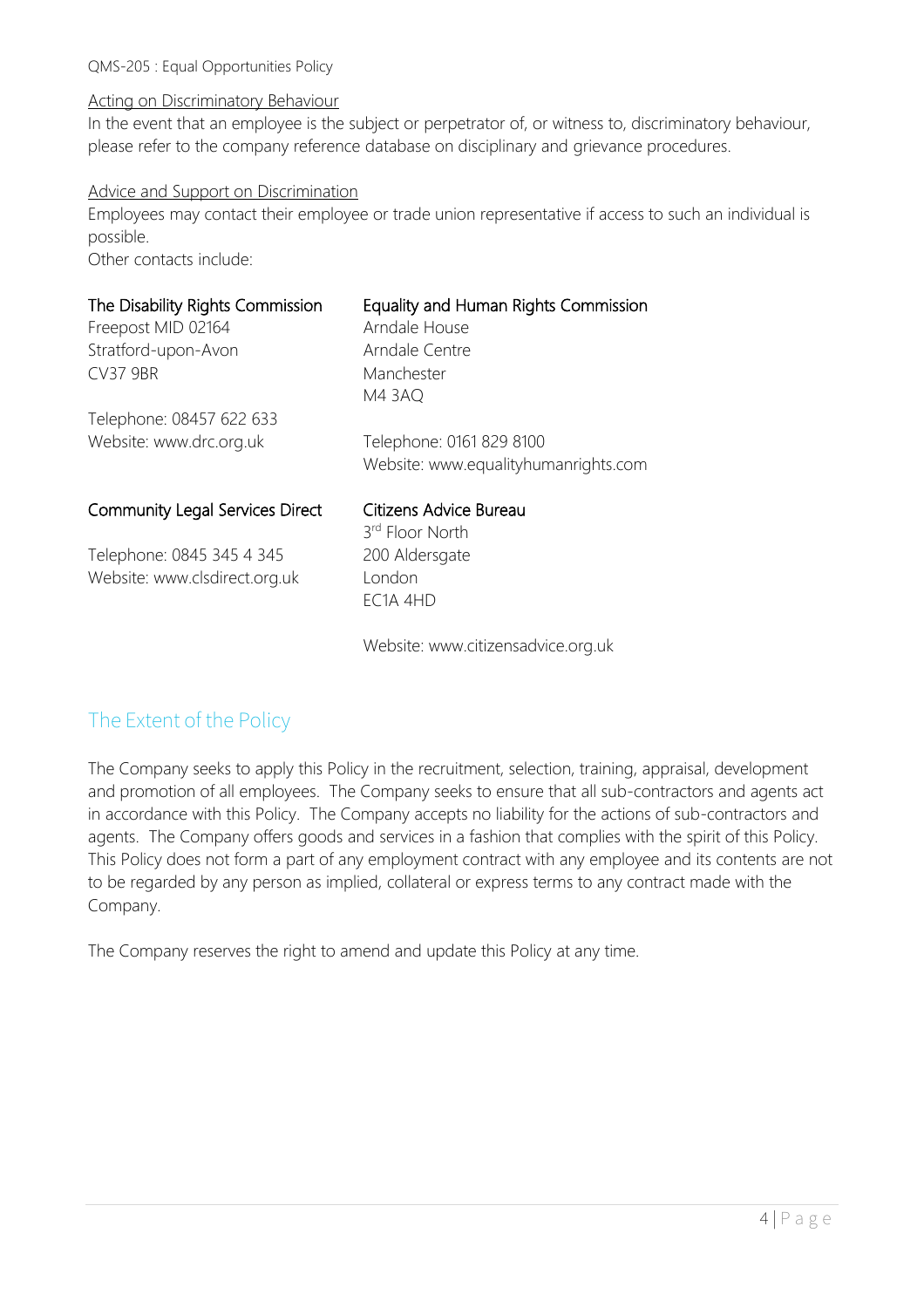### Acting on Discriminatory Behaviour

In the event that an employee is the subject or perpetrator of, or witness to, discriminatory behaviour, please refer to the company reference database on disciplinary and grievance procedures.

### Advice and Support on Discrimination

Employees may contact their employee or trade union representative if access to such an individual is possible.
Other contacts include:

**The Disability Rights Commission**
Freepost MID 02164
Stratford-upon-Avon
CV37 9BR

Telephone: 08457 622 633
Website: www.drc.org.uk

**Equality and Human Rights Commission**
Arndale House
Arndale Centre
Manchester
M4 3AQ

Telephone: 0161 829 8100
Website: www.equalityhumanrights.com

**Community Legal Services Direct**

Telephone: 0845 345 4 345
Website: www.clsdirect.org.uk

**Citizens Advice Bureau**
3rd Floor North
200 Aldersgate
London
EC1A 4HD

Website: www.citizensadvice.org.uk

## The Extent of the Policy

The Company seeks to apply this Policy in the recruitment, selection, training, appraisal, development and promotion of all employees. The Company seeks to ensure that all sub-contractors and agents act in accordance with this Policy. The Company accepts no liability for the actions of sub-contractors and agents. The Company offers goods and services in a fashion that complies with the spirit of this Policy. This Policy does not form a part of any employment contract with any employee and its contents are not to be regarded by any person as implied, collateral or express terms to any contract made with the Company.

The Company reserves the right to amend and update this Policy at any time.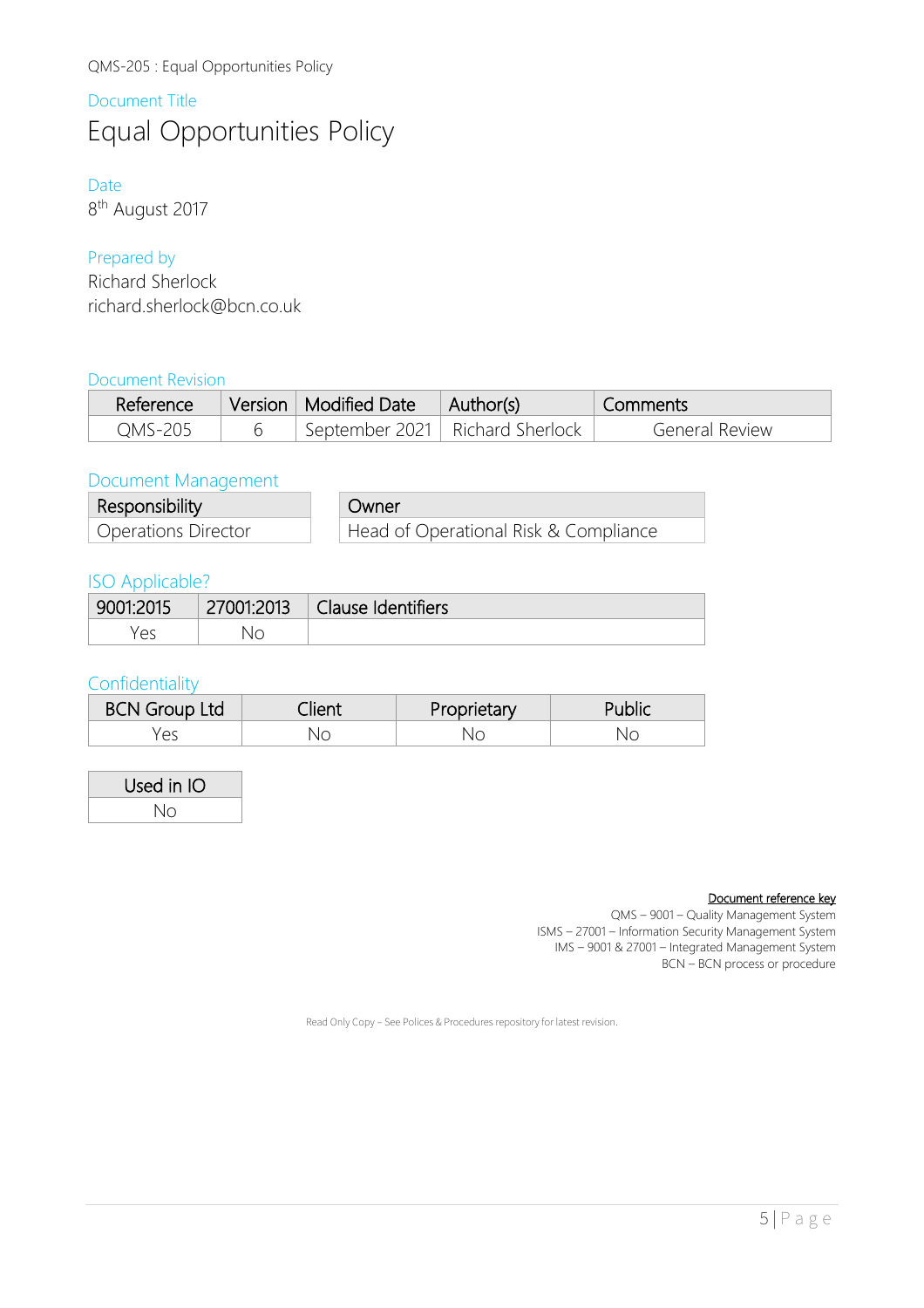QMS-205 : Equal Opportunities Policy

Document Title

# Equal Opportunities Policy

Date

8th August 2017

Prepared by

Richard Sherlock
richard.sherlock@bcn.co.uk

Document Revision

| Reference | Version | Modified Date | Author(s) | Comments |
|---|---|---|---|---|
| QMS-205 | 6 | September 2021 | Richard Sherlock | General Review |

Document Management

| Responsibility |
|---|
| Operations Director |

| Owner |
|---|
| Head of Operational Risk & Compliance |

ISO Applicable?

| 9001:2015 | 27001:2013 | Clause Identifiers |
|---|---|---|
| Yes | No | |

Confidentiality

| BCN Group Ltd | Client | Proprietary | Public |
|---|---|---|---|
| Yes | No | No | No |

| Used in IO |
|---|
| No |

Document reference key

QMS – 9001 – Quality Management System
ISMS – 27001 – Information Security Management System
IMS – 9001 & 27001 – Integrated Management System
BCN – BCN process or procedure

Read Only Copy – See Polices & Procedures repository for latest revision.